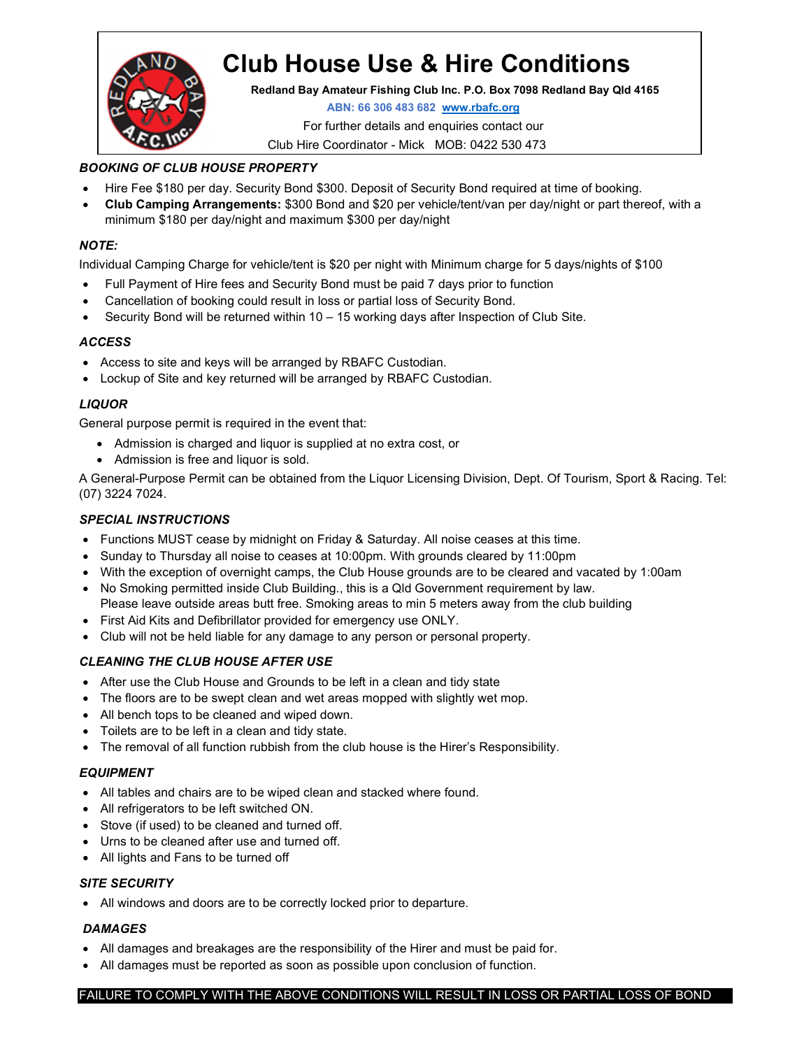# Club House Use & Hire Conditions

**Redland Bay Amateur Fishing Club Inc. P.O. Box 7098 Redland Bay Qld 4165**

**ABN: 66 306 483 682 [www.rbafc.org](http://www.rbafc.org)**

For further details and enquiries contact our

Club Hire Coordinator - Mick MOB: 0422 530 473

### *BOOKING OF CLUB HOUSE PROPERTY*

- Hire Fee $180 per day. Security Bond $300. Deposit of Security Bond required at time of booking.
- **Club Camping Arrangements:** $300 Bond and $20 per vehicle/tent/van per day/night or part thereof, with a minimum $180 per day/night and maximum $300 per day/night

### *NOTE:*

Individual Camping Charge for vehicle/tent is $20 per night with Minimum charge for 5 days/nights of $100

- Full Payment of Hire fees and Security Bond must be paid 7 days prior to function
- Cancellation of booking could result in loss or partial loss of Security Bond.
- Security Bond will be returned within 10 – 15 working days after Inspection of Club Site.

### *ACCESS*

- Access to site and keys will be arranged by RBAFC Custodian.
- Lockup of Site and key returned will be arranged by RBAFC Custodian.

### *LIQUOR*

General purpose permit is required in the event that:

- Admission is charged and liquor is supplied at no extra cost, or
- Admission is free and liquor is sold.

A General-Purpose Permit can be obtained from the Liquor Licensing Division, Dept. Of Tourism, Sport & Racing. Tel: (07) 3224 7024.

### *SPECIAL INSTRUCTIONS*

- Functions MUST cease by midnight on Friday & Saturday. All noise ceases at this time.
- Sunday to Thursday all noise to ceases at 10:00pm. With grounds cleared by 11:00pm
- With the exception of overnight camps, the Club House grounds are to be cleared and vacated by 1:00am
- No Smoking permitted inside Club Building., this is a Qld Government requirement by law.
  Please leave outside areas butt free. Smoking areas to min 5 meters away from the club building
- First Aid Kits and Defibrillator provided for emergency use ONLY.
- Club will not be held liable for any damage to any person or personal property.

### *CLEANING THE CLUB HOUSE AFTER USE*

- After use the Club House and Grounds to be left in a clean and tidy state
- The floors are to be swept clean and wet areas mopped with slightly wet mop.
- All bench tops to be cleaned and wiped down.
- Toilets are to be left in a clean and tidy state.
- The removal of all function rubbish from the club house is the Hirer's Responsibility.

### *EQUIPMENT*

- All tables and chairs are to be wiped clean and stacked where found.
- All refrigerators to be left switched ON.
- Stove (if used) to be cleaned and turned off.
- Urns to be cleaned after use and turned off.
- All lights and Fans to be turned off

### *SITE SECURITY*

- All windows and doors are to be correctly locked prior to departure.

### *DAMAGES*

- All damages and breakages are the responsibility of the Hirer and must be paid for.
- All damages must be reported as soon as possible upon conclusion of function.

FAILURE TO COMPLY WITH THE ABOVE CONDITIONS WILL RESULT IN LOSS OR PARTIAL LOSS OF BOND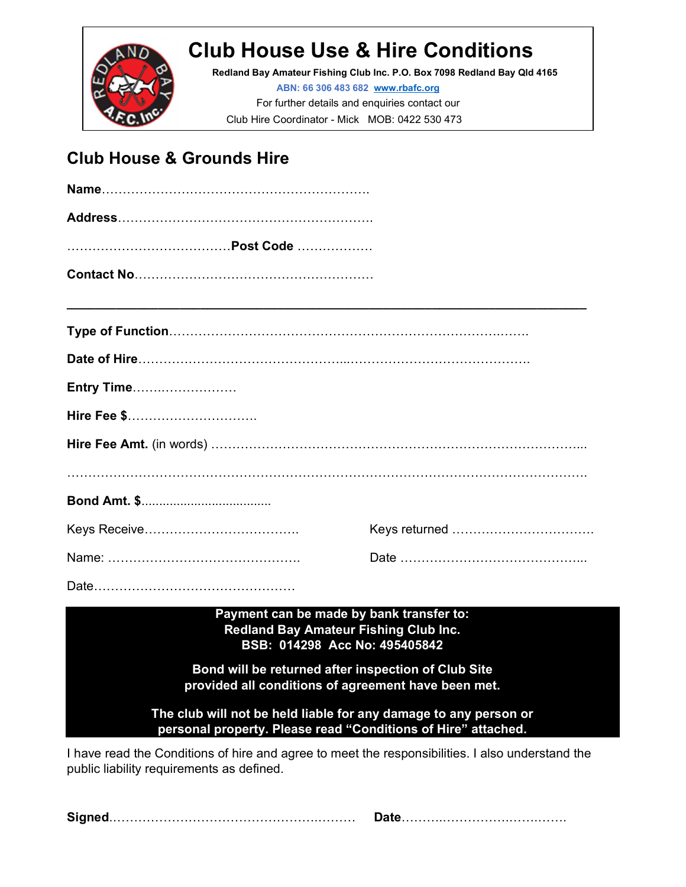# Club House Use & Hire Conditions

**Redland Bay Amateur Fishing Club Inc. P.O. Box 7098 Redland Bay Qld 4165**

ABN: 66 306 483 682 www.rbafc.org

For further details and enquiries contact our

Club Hire Coordinator - Mick MOB: 0422 530 473

## Club House & Grounds Hire

**Name**……………………………………………………….

**Address**…………………………………………………….

…………………………………**Post Code** ………………

**Contact No**…………………………………………………

---

**Type of Function**……………………………………………………………………….

**Date of Hire**…………………………………………………………………………….

**Entry Time**…………………….

**Hire Fee $**………………………….

**Hire Fee Amt.** (in words) ……………………………………………………………………………...

……………………………………………………………………………………………………………….

**Bond Amt. $**....................................

Keys Receive………………………………. Keys returned …………………………….

Name: ……………………………………… Date ……………………………………...

Date…………………………………………

**Payment can be made by bank transfer to:**
**Redland Bay Amateur Fishing Club Inc.**
**BSB: 014298 Acc No: 495405842**

**Bond will be returned after inspection of Club Site provided all conditions of agreement have been met.**

**The club will not be held liable for any damage to any person or personal property. Please read "Conditions of Hire" attached.**

I have read the Conditions of hire and agree to meet the responsibilities. I also understand the public liability requirements as defined.

**Signed**…………………………………………………… **Date**……………………………….